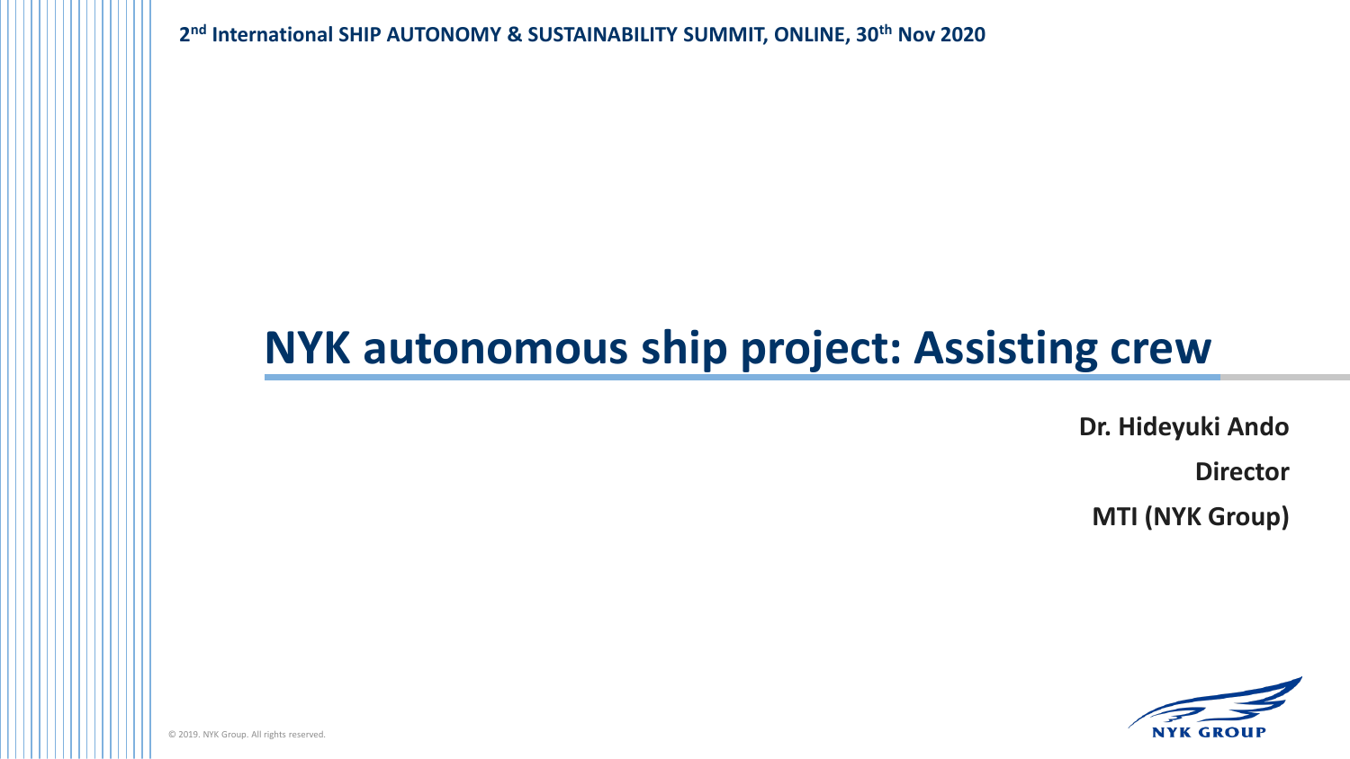2nd International SHIP AUTONOMY & SUSTAINABILITY SUMMIT, ONLINE, 30th Nov 2020

# NYK autonomous ship project: Assisting crew

**Dr. Hideyuki Ando**

**Director**

**MTI (NYK Group)**

© 2019. NYK Group. All rights reserved.

NYK GROUP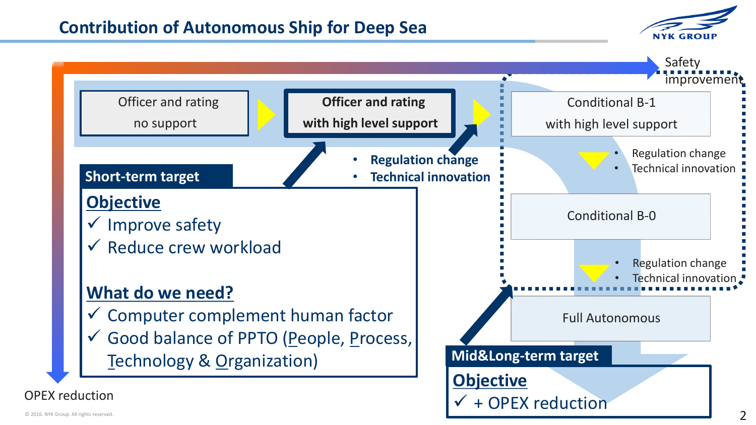# Contribution of Autonomous Ship for Deep Sea

Safety improvement

Officer and rating no support → **Officer and rating with high level support** → Conditional B-1 with high level support

- **Regulation change**
- **Technical innovation**

Conditional B-1 with high level support

- Regulation change
- Technical innovation

Conditional B-0

- Regulation change
- Technical innovation

Full Autonomous

OPEX reduction

## Short-term target

**Objective**

- ✓ Improve safety
- ✓ Reduce crew workload

**What do we need?**

- ✓ Computer complement human factor
- ✓ Good balance of PPTO (People, Process, Technology & Organization)

## Mid&Long-term target

**Objective**

- ✓ + OPEX reduction

© 2016. NYK Group. All rights reserved.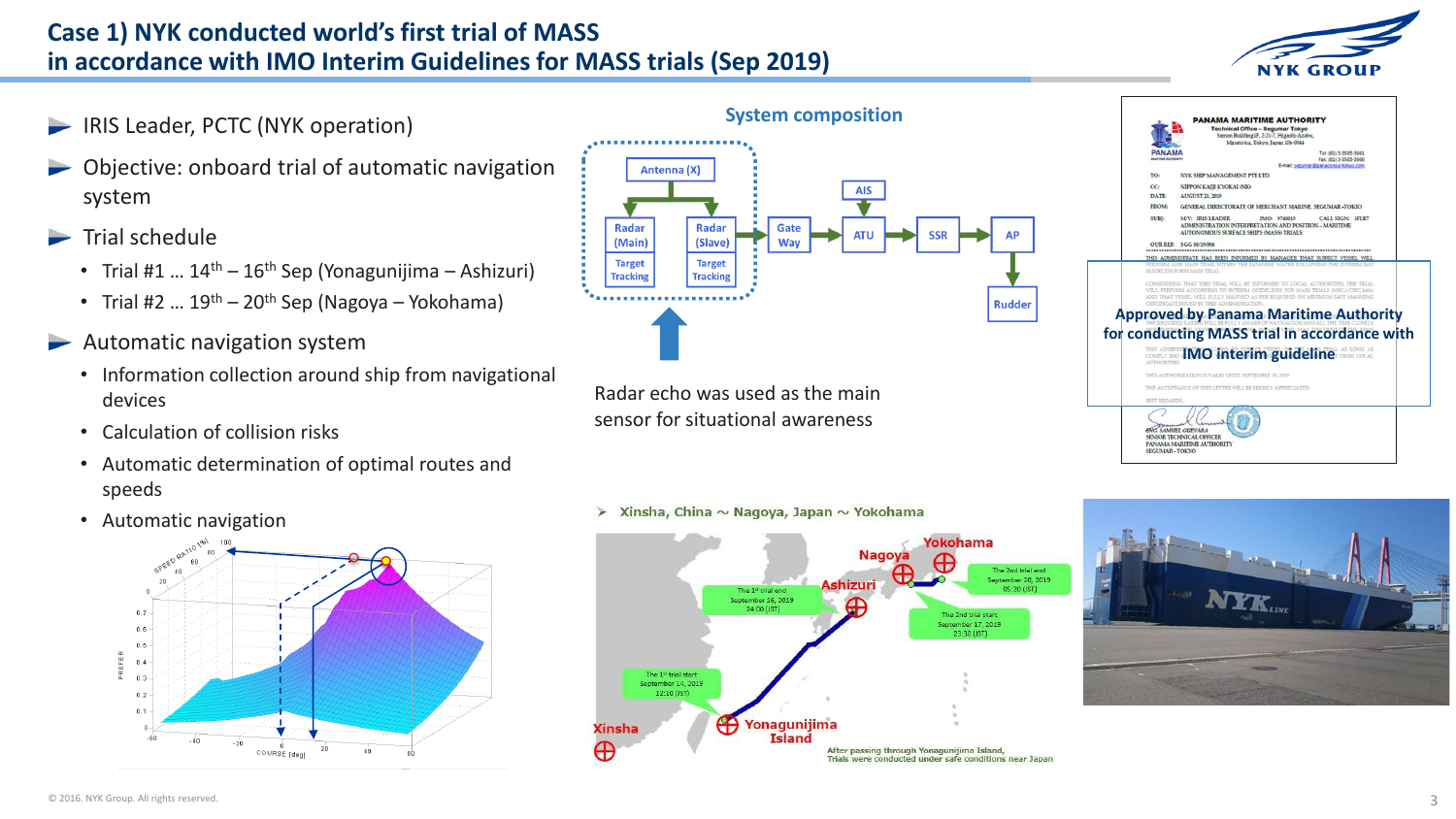# Case 1) NYK conducted world's first trial of MASS in accordance with IMO Interim Guidelines for MASS trials (Sep 2019)

- IRIS Leader, PCTC (NYK operation)
- Objective: onboard trial of automatic navigation system
- Trial schedule
  - Trial #1 … 14th – 16th Sep (Yonagunijima – Ashizuri)
  - Trial #2 … 19th – 20th Sep (Nagoya – Yokohama)
- Automatic navigation system
  - Information collection around ship from navigational devices
  - Calculation of collision risks
  - Automatic determination of optimal routes and speeds
  - Automatic navigation

## System composition

Antenna (X) → Radar (Main) Target Tracking / Radar (Slave) Target Tracking → Gate Way → ATU (← AIS) → SSR → AP → Rudder

Radar echo was used as the main sensor for situational awareness

Approved by Panama Maritime Authority for conducting MASS trial in accordance with IMO interim guideline

➢ Xinsha, China ～ Nagoya, Japan ～ Yokohama

- The 1st trial start September 14, 2019 12:10 (JST)
- The 1st trial end September 16, 2019 24:00 (JST)
- The 2nd trial start September 17, 2019 23:30 (JST)
- The 2nd trial end September 20, 2019 05:20 (JST)

After passing through Yonagunijima Island, Trials were conducted under safe conditions near Japan

© 2016. NYK Group. All rights reserved.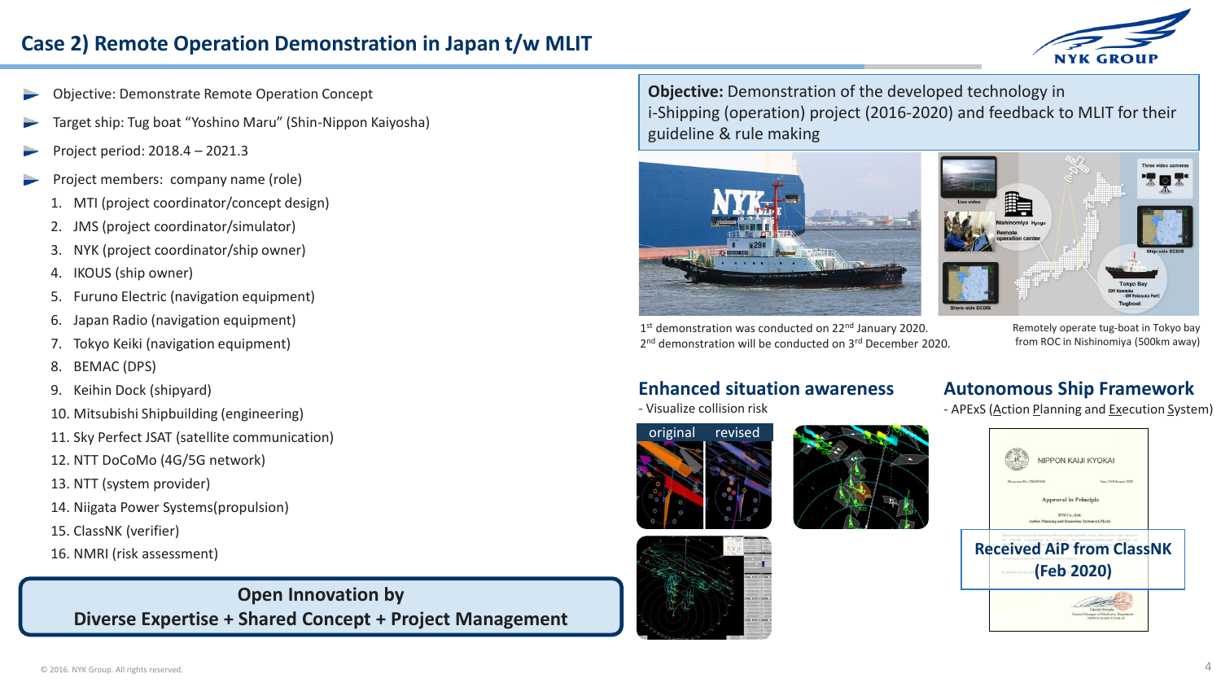# Case 2) Remote Operation Demonstration in Japan t/w MLIT

- Objective: Demonstrate Remote Operation Concept
- Target ship: Tug boat "Yoshino Maru" (Shin-Nippon Kaiyosha)
- Project period: 2018.4 – 2021.3
- Project members: company name (role)
  1. MTI (project coordinator/concept design)
  2. JMS (project coordinator/simulator)
  3. NYK (project coordinator/ship owner)
  4. IKOUS (ship owner)
  5. Furuno Electric (navigation equipment)
  6. Japan Radio (navigation equipment)
  7. Tokyo Keiki (navigation equipment)
  8. BEMAC (DPS)
  9. Keihin Dock (shipyard)
  10. Mitsubishi Shipbuilding (engineering)
  11. Sky Perfect JSAT (satellite communication)
  12. NTT DoCoMo (4G/5G network)
  13. NTT (system provider)
  14. Niigata Power Systems(propulsion)
  15. ClassNK (verifier)
  16. NMRI (risk assessment)

**Open Innovation by**
**Diverse Expertise + Shared Concept + Project Management**

**Objective:** Demonstration of the developed technology in i-Shipping (operation) project (2016-2020) and feedback to MLIT for their guideline & rule making

1st demonstration was conducted on 22nd January 2020.
2nd demonstration will be conducted on 3rd December 2020.

Remotely operate tug-boat in Tokyo bay from ROC in Nishinomiya (500km away)

## Enhanced situation awareness

- Visualize collision risk

original revised

## Autonomous Ship Framework

- APExS (Action Planning and Execution System)

**Received AiP from ClassNK (Feb 2020)**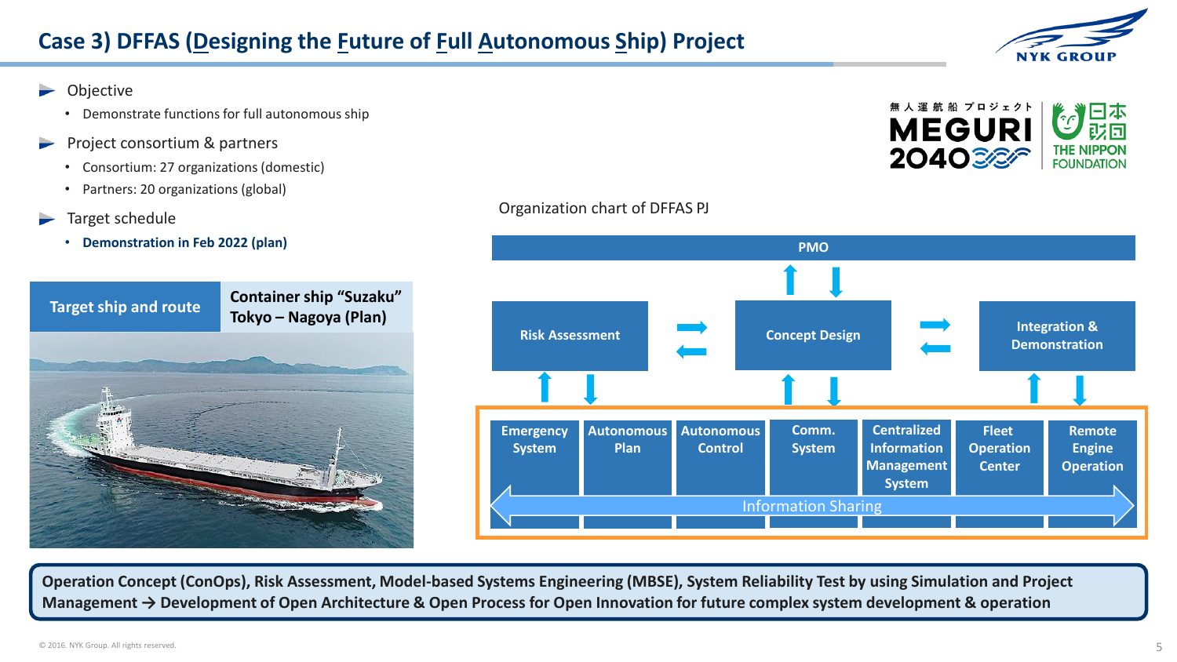# Case 3) DFFAS (Designing the Future of Full Autonomous Ship) Project

- Objective
  - Demonstrate functions for full autonomous ship
- Project consortium & partners
  - Consortium: 27 organizations (domestic)
  - Partners: 20 organizations (global)
- Target schedule
  - **Demonstration in Feb 2022 (plan)**

無人運航船プロジェクト MEGURI 2040 | 日本財団 THE NIPPON FOUNDATION

| Target ship and route | Container ship "Suzaku" Tokyo – Nagoya (Plan) |
|---|---|

Organization chart of DFFAS PJ

- PMO
  - Risk Assessment ⇄ Concept Design ⇄ Integration & Demonstration
    - Emergency System
    - Autonomous Plan
    - Autonomous Control
    - Comm. System
    - Centralized Information Management System
    - Fleet Operation Center
    - Remote Engine Operation
    - Information Sharing

**Operation Concept (ConOps), Risk Assessment, Model-based Systems Engineering (MBSE), System Reliability Test by using Simulation and Project Management → Development of Open Architecture & Open Process for Open Innovation for future complex system development & operation**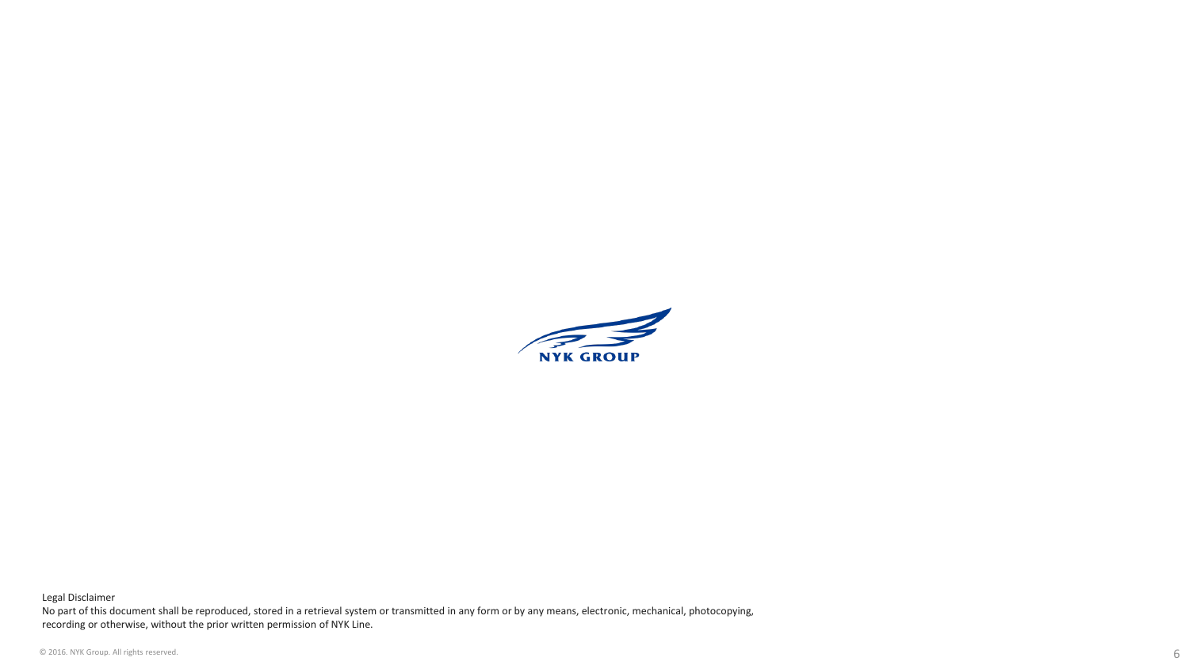NYK GROUP

Legal Disclaimer

No part of this document shall be reproduced, stored in a retrieval system or transmitted in any form or by any means, electronic, mechanical, photocopying, recording or otherwise, without the prior written permission of NYK Line.

© 2016. NYK Group. All rights reserved.